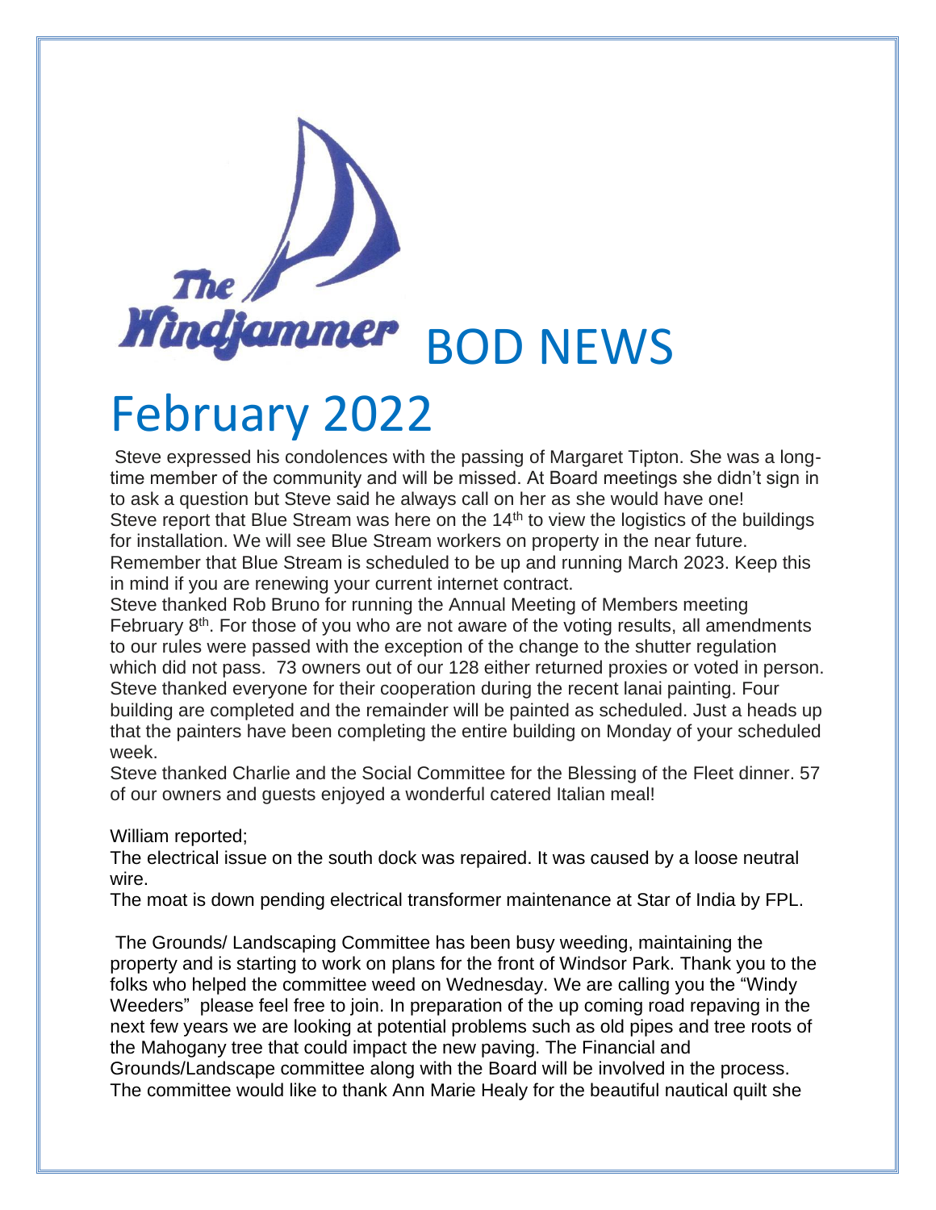# The Windjammer BOD NEWS

# February 2022

Steve expressed his condolences with the passing of Margaret Tipton. She was a long-time member of the community and will be missed. At Board meetings she didn't sign in to ask a question but Steve said he always call on her as she would have one!
Steve report that Blue Stream was here on the 14th to view the logistics of the buildings for installation. We will see Blue Stream workers on property in the near future. Remember that Blue Stream is scheduled to be up and running March 2023. Keep this in mind if you are renewing your current internet contract.
Steve thanked Rob Bruno for running the Annual Meeting of Members meeting February 8th. For those of you who are not aware of the voting results, all amendments to our rules were passed with the exception of the change to the shutter regulation which did not pass. 73 owners out of our 128 either returned proxies or voted in person.
Steve thanked everyone for their cooperation during the recent lanai painting. Four building are completed and the remainder will be painted as scheduled. Just a heads up that the painters have been completing the entire building on Monday of your scheduled week.
Steve thanked Charlie and the Social Committee for the Blessing of the Fleet dinner. 57 of our owners and guests enjoyed a wonderful catered Italian meal!

William reported;
The electrical issue on the south dock was repaired. It was caused by a loose neutral wire.
The moat is down pending electrical transformer maintenance at Star of India by FPL.

The Grounds/ Landscaping Committee has been busy weeding, maintaining the property and is starting to work on plans for the front of Windsor Park. Thank you to the folks who helped the committee weed on Wednesday. We are calling you the "Windy Weeders" please feel free to join. In preparation of the up coming road repaving in the next few years we are looking at potential problems such as old pipes and tree roots of the Mahogany tree that could impact the new paving. The Financial and Grounds/Landscape committee along with the Board will be involved in the process. The committee would like to thank Ann Marie Healy for the beautiful nautical quilt she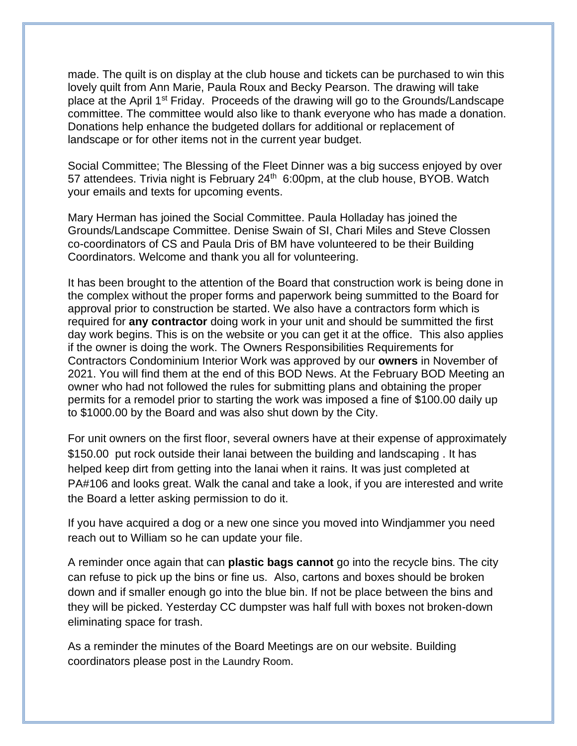made. The quilt is on display at the club house and tickets can be purchased to win this lovely quilt from Ann Marie, Paula Roux and Becky Pearson. The drawing will take place at the April 1st Friday. Proceeds of the drawing will go to the Grounds/Landscape committee. The committee would also like to thank everyone who has made a donation. Donations help enhance the budgeted dollars for additional or replacement of landscape or for other items not in the current year budget.

Social Committee; The Blessing of the Fleet Dinner was a big success enjoyed by over 57 attendees. Trivia night is February 24th 6:00pm, at the club house, BYOB. Watch your emails and texts for upcoming events.

Mary Herman has joined the Social Committee. Paula Holladay has joined the Grounds/Landscape Committee. Denise Swain of SI, Chari Miles and Steve Clossen co-coordinators of CS and Paula Dris of BM have volunteered to be their Building Coordinators. Welcome and thank you all for volunteering.

It has been brought to the attention of the Board that construction work is being done in the complex without the proper forms and paperwork being summitted to the Board for approval prior to construction be started. We also have a contractors form which is required for **any contractor** doing work in your unit and should be summitted the first day work begins. This is on the website or you can get it at the office. This also applies if the owner is doing the work. The Owners Responsibilities Requirements for Contractors Condominium Interior Work was approved by our **owners** in November of 2021. You will find them at the end of this BOD News. At the February BOD Meeting an owner who had not followed the rules for submitting plans and obtaining the proper permits for a remodel prior to starting the work was imposed a fine of $100.00 daily up to $1000.00 by the Board and was also shut down by the City.

For unit owners on the first floor, several owners have at their expense of approximately $150.00 put rock outside their lanai between the building and landscaping . It has helped keep dirt from getting into the lanai when it rains. It was just completed at PA#106 and looks great. Walk the canal and take a look, if you are interested and write the Board a letter asking permission to do it.

If you have acquired a dog or a new one since you moved into Windjammer you need reach out to William so he can update your file.

A reminder once again that can **plastic bags cannot** go into the recycle bins. The city can refuse to pick up the bins or fine us. Also, cartons and boxes should be broken down and if smaller enough go into the blue bin. If not be place between the bins and they will be picked. Yesterday CC dumpster was half full with boxes not broken-down eliminating space for trash.

As a reminder the minutes of the Board Meetings are on our website. Building coordinators please post in the Laundry Room.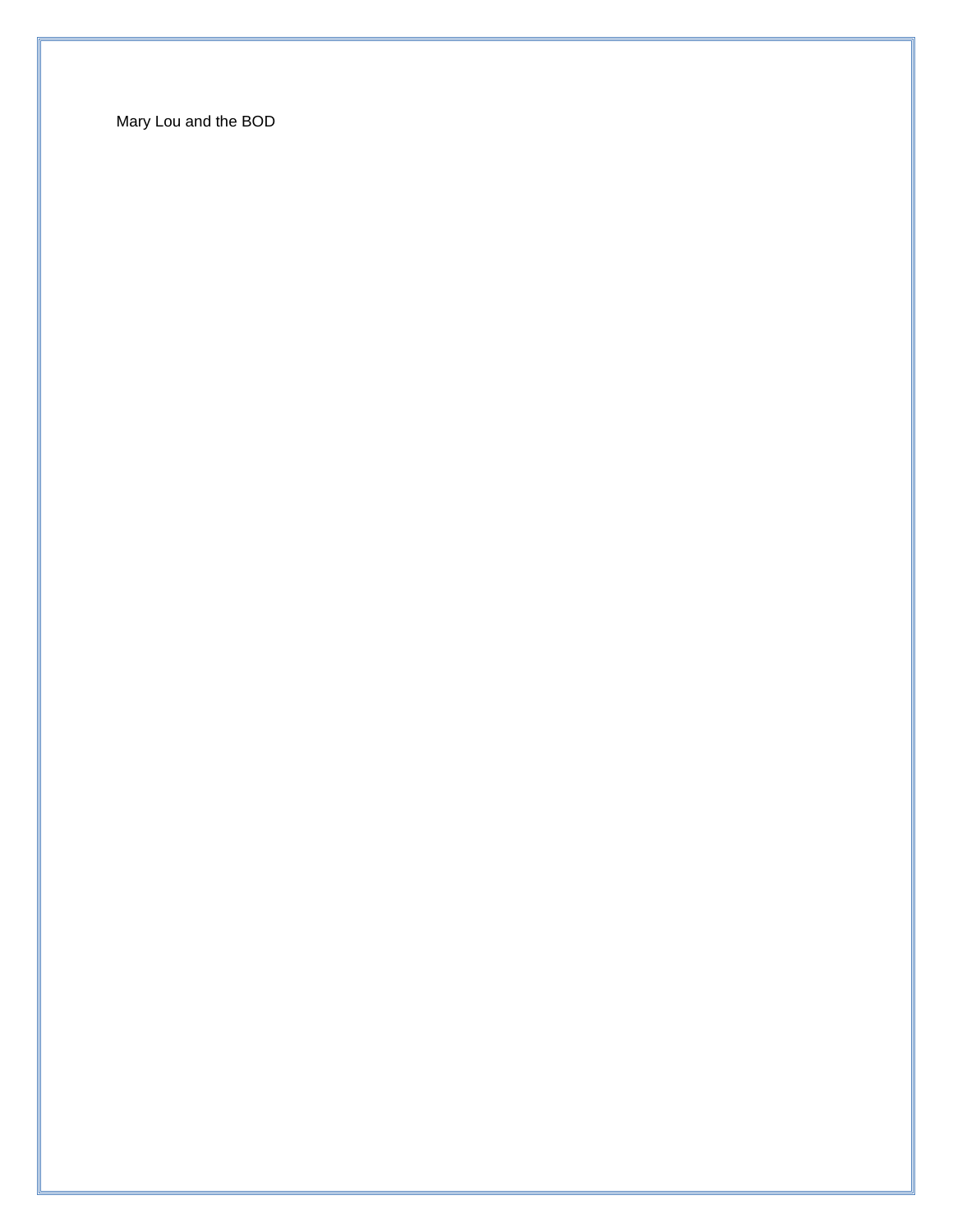Mary Lou and the BOD